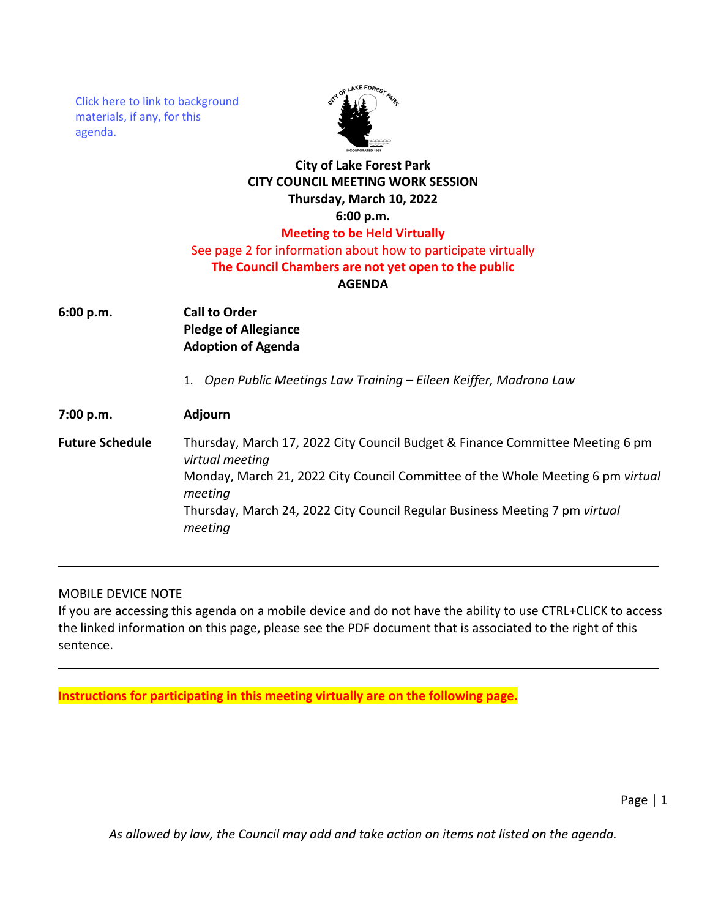Click here to link to background materials, if any, for this agenda.

**City of Lake Forest Park**
**CITY COUNCIL MEETING WORK SESSION**
**Thursday, March 10, 2022**
**6:00 p.m.**

**Meeting to be Held Virtually**

See page 2 for information about how to participate virtually

**The Council Chambers are not yet open to the public**

**AGENDA**

**6:00 p.m.** **Call to Order**
**Pledge of Allegiance**
**Adoption of Agenda**

1. *Open Public Meetings Law Training – Eileen Keiffer, Madrona Law*

**7:00 p.m.** **Adjourn**

**Future Schedule**

Thursday, March 17, 2022 City Council Budget & Finance Committee Meeting 6 pm *virtual meeting*

Monday, March 21, 2022 City Council Committee of the Whole Meeting 6 pm *virtual meeting*

Thursday, March 24, 2022 City Council Regular Business Meeting 7 pm *virtual meeting*

---

MOBILE DEVICE NOTE

If you are accessing this agenda on a mobile device and do not have the ability to use CTRL+CLICK to access the linked information on this page, please see the PDF document that is associated to the right of this sentence.

---

**Instructions for participating in this meeting virtually are on the following page.**

*As allowed by law, the Council may add and take action on items not listed on the agenda.*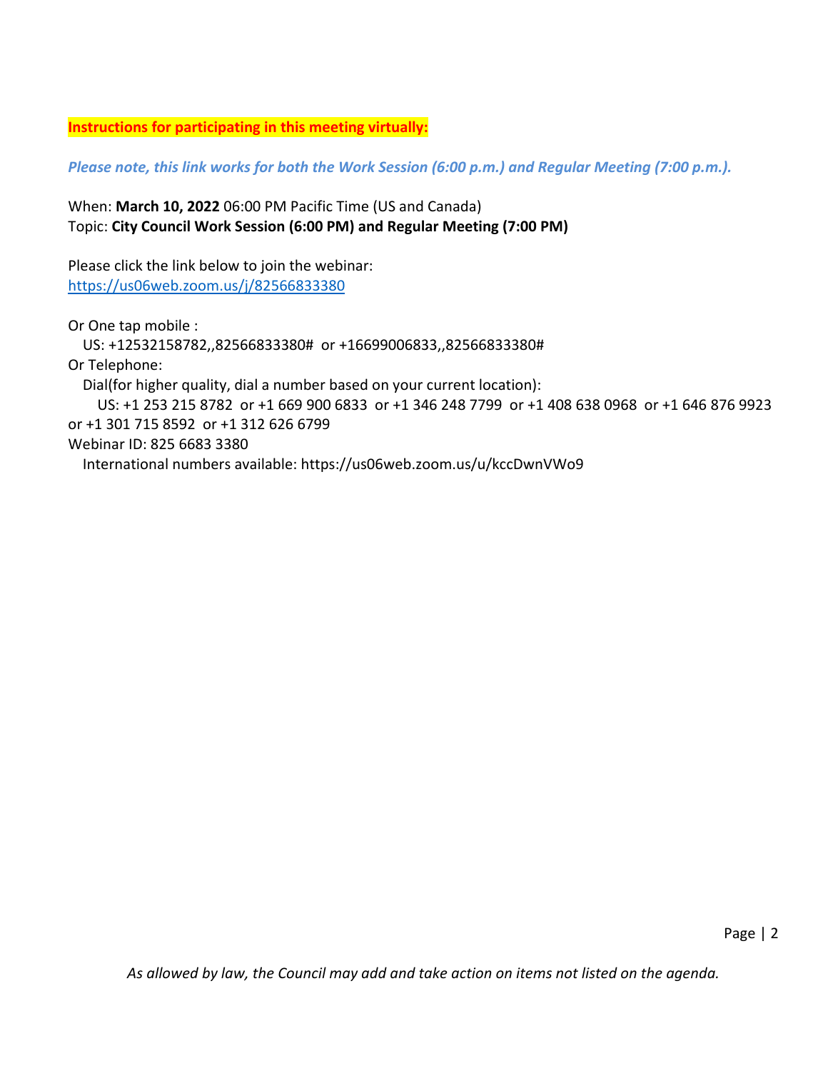**Instructions for participating in this meeting virtually:**

***Please note, this link works for both the Work Session (6:00 p.m.) and Regular Meeting (7:00 p.m.).***

When: **March 10, 2022** 06:00 PM Pacific Time (US and Canada)
Topic: **City Council Work Session (6:00 PM) and Regular Meeting (7:00 PM)**

Please click the link below to join the webinar:
[https://us06web.zoom.us/j/82566833380](https://us06web.zoom.us/j/82566833380)

Or One tap mobile :
US: +12532158782,,82566833380# or +16699006833,,82566833380#

Or Telephone:
Dial(for higher quality, dial a number based on your current location):
US: +1 253 215 8782 or +1 669 900 6833 or +1 346 248 7799 or +1 408 638 0968 or +1 646 876 9923 or +1 301 715 8592 or +1 312 626 6799

Webinar ID: 825 6683 3380
International numbers available: https://us06web.zoom.us/u/kccDwnVWo9

*As allowed by law, the Council may add and take action on items not listed on the agenda.*